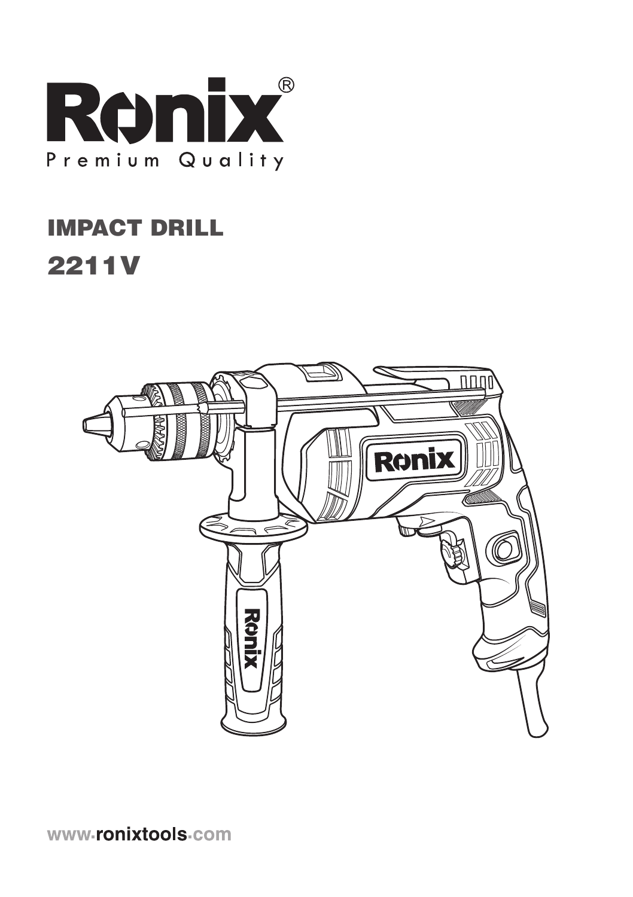# Ronix®

Premium Quality

## IMPACT DRILL

## 2211V

www.ronixtools.com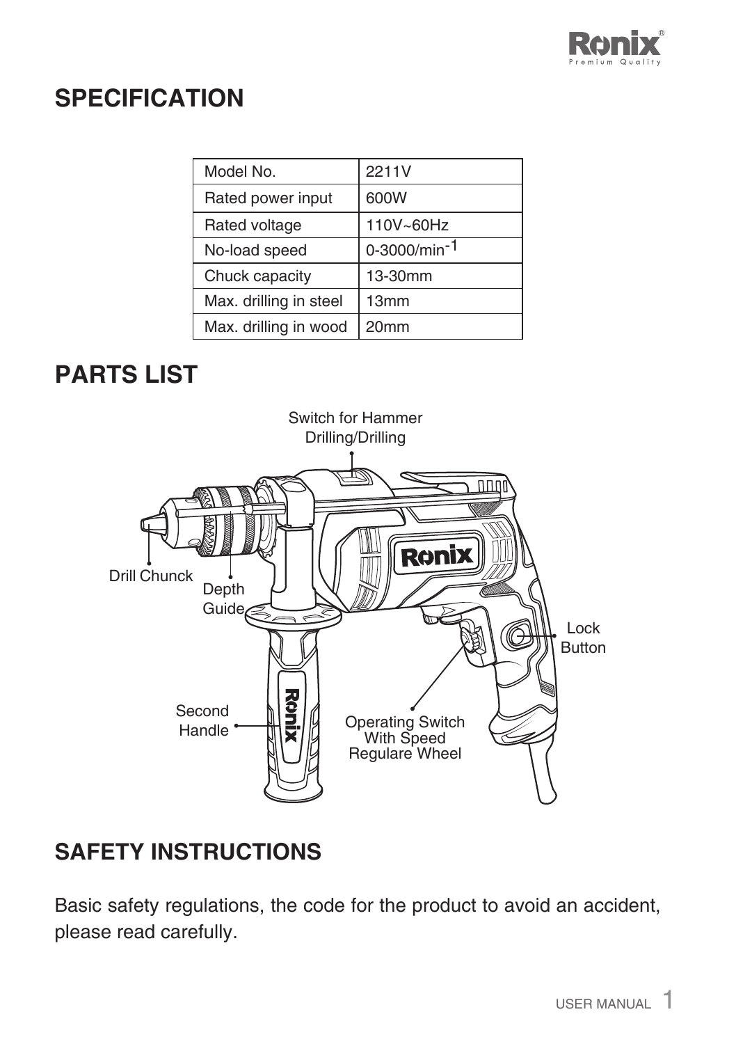## SPECIFICATION

| Model No. | 2211V |
|---|---|
| Rated power input | 600W |
| Rated voltage | 110V~60Hz |
| No-load speed | 0-3000/min$^{-1}$ |
| Chuck capacity | 13-30mm |
| Max. drilling in steel | 13mm |
| Max. drilling in wood | 20mm |

## PARTS LIST

- Switch for Hammer Drilling/Drilling
- Drill Chunck
- Depth Guide
- Lock Button
- Second Handle
- Operating Switch With Speed Regulare Wheel

## SAFETY INSTRUCTIONS

Basic safety regulations, the code for the product to avoid an accident, please read carefully.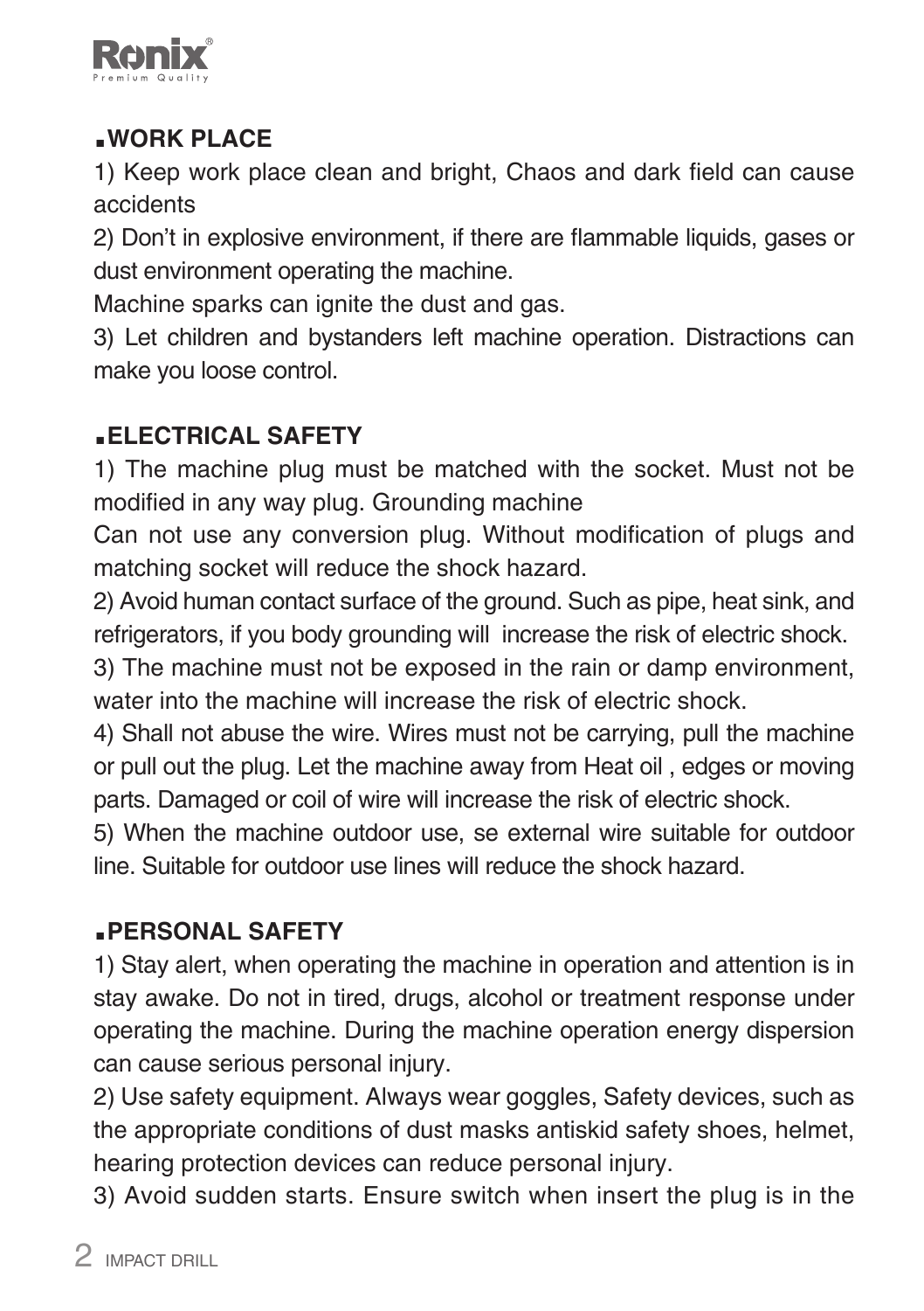## ▪WORK PLACE

1) Keep work place clean and bright, Chaos and dark field can cause accidents

2) Don't in explosive environment, if there are flammable liquids, gases or dust environment operating the machine.

Machine sparks can ignite the dust and gas.

3) Let children and bystanders left machine operation. Distractions can make you loose control.

## ▪ELECTRICAL SAFETY

1) The machine plug must be matched with the socket. Must not be modified in any way plug. Grounding machine

Can not use any conversion plug. Without modification of plugs and matching socket will reduce the shock hazard.

2) Avoid human contact surface of the ground. Such as pipe, heat sink, and refrigerators, if you body grounding will increase the risk of electric shock.

3) The machine must not be exposed in the rain or damp environment, water into the machine will increase the risk of electric shock.

4) Shall not abuse the wire. Wires must not be carrying, pull the machine or pull out the plug. Let the machine away from Heat oil , edges or moving parts. Damaged or coil of wire will increase the risk of electric shock.

5) When the machine outdoor use, se external wire suitable for outdoor line. Suitable for outdoor use lines will reduce the shock hazard.

## ▪PERSONAL SAFETY

1) Stay alert, when operating the machine in operation and attention is in stay awake. Do not in tired, drugs, alcohol or treatment response under operating the machine. During the machine operation energy dispersion can cause serious personal injury.

2) Use safety equipment. Always wear goggles, Safety devices, such as the appropriate conditions of dust masks antiskid safety shoes, helmet, hearing protection devices can reduce personal injury.

3) Avoid sudden starts. Ensure switch when insert the plug is in the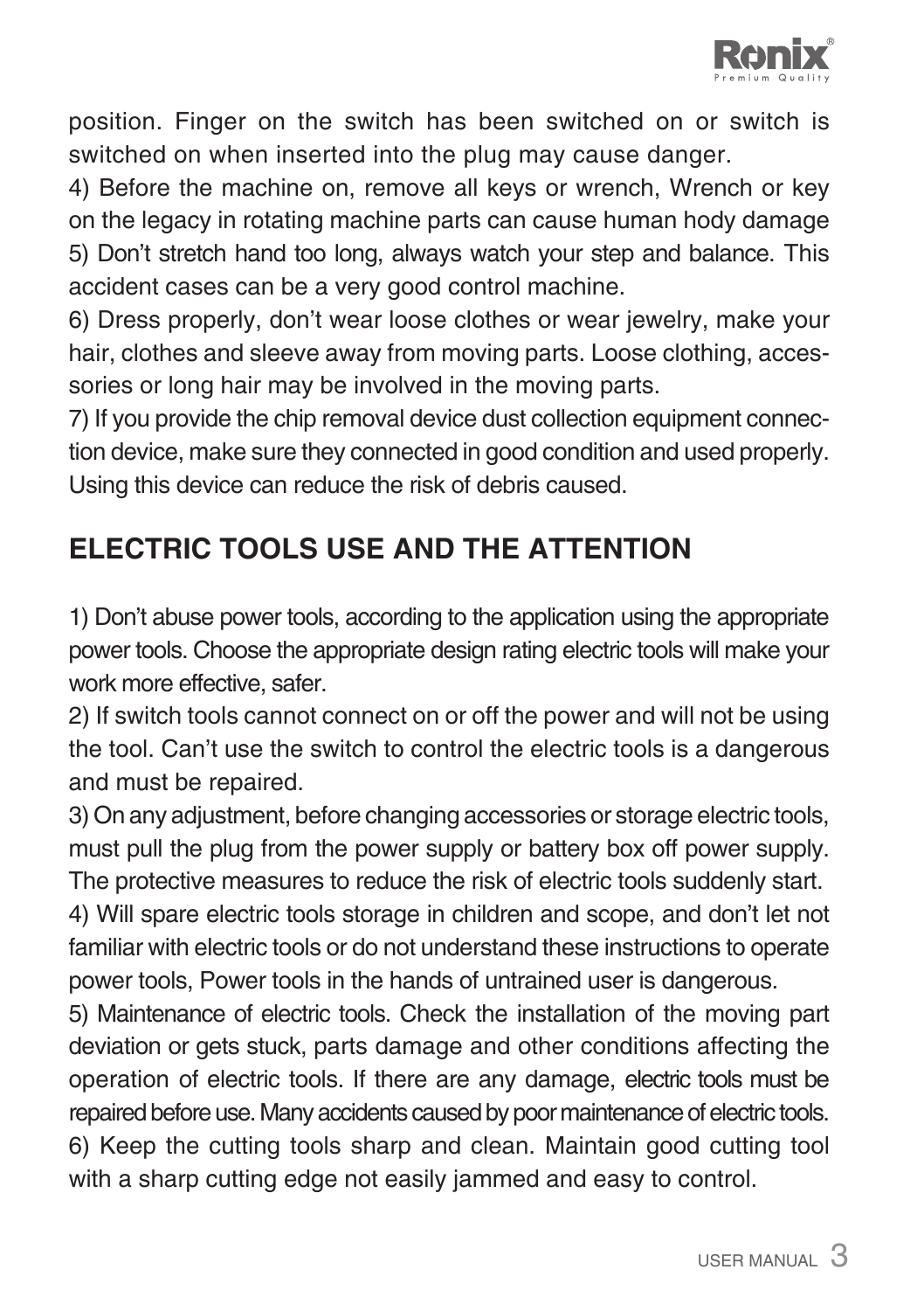position. Finger on the switch has been switched on or switch is switched on when inserted into the plug may cause danger.

4) Before the machine on, remove all keys or wrench, Wrench or key on the legacy in rotating machine parts can cause human hody damage

5) Don't stretch hand too long, always watch your step and balance. This accident cases can be a very good control machine.

6) Dress properly, don't wear loose clothes or wear jewelry, make your hair, clothes and sleeve away from moving parts. Loose clothing, accessories or long hair may be involved in the moving parts.

7) If you provide the chip removal device dust collection equipment connection device, make sure they connected in good condition and used properly. Using this device can reduce the risk of debris caused.

## ELECTRIC TOOLS USE AND THE ATTENTION

1) Don't abuse power tools, according to the application using the appropriate power tools. Choose the appropriate design rating electric tools will make your work more effective, safer.

2) If switch tools cannot connect on or off the power and will not be using the tool. Can't use the switch to control the electric tools is a dangerous and must be repaired.

3) On any adjustment, before changing accessories or storage electric tools, must pull the plug from the power supply or battery box off power supply. The protective measures to reduce the risk of electric tools suddenly start.

4) Will spare electric tools storage in children and scope, and don't let not familiar with electric tools or do not understand these instructions to operate power tools, Power tools in the hands of untrained user is dangerous.

5) Maintenance of electric tools. Check the installation of the moving part deviation or gets stuck, parts damage and other conditions affecting the operation of electric tools. If there are any damage, electric tools must be repaired before use. Many accidents caused by poor maintenance of electric tools.

6) Keep the cutting tools sharp and clean. Maintain good cutting tool with a sharp cutting edge not easily jammed and easy to control.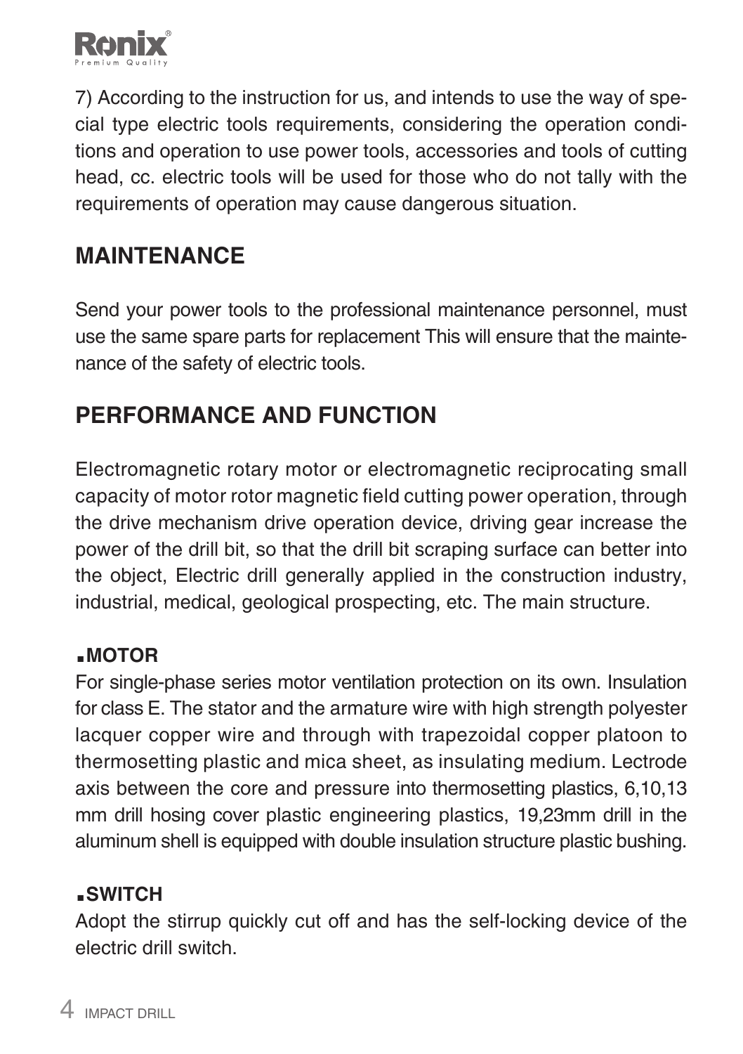7) According to the instruction for us, and intends to use the way of special type electric tools requirements, considering the operation conditions and operation to use power tools, accessories and tools of cutting head, cc. electric tools will be used for those who do not tally with the requirements of operation may cause dangerous situation.

## MAINTENANCE

Send your power tools to the professional maintenance personnel, must use the same spare parts for replacement This will ensure that the maintenance of the safety of electric tools.

## PERFORMANCE AND FUNCTION

Electromagnetic rotary motor or electromagnetic reciprocating small capacity of motor rotor magnetic field cutting power operation, through the drive mechanism drive operation device, driving gear increase the power of the drill bit, so that the drill bit scraping surface can better into the object, Electric drill generally applied in the construction industry, industrial, medical, geological prospecting, etc. The main structure.

### ▪MOTOR

For single-phase series motor ventilation protection on its own. Insulation for class E. The stator and the armature wire with high strength polyester lacquer copper wire and through with trapezoidal copper platoon to thermosetting plastic and mica sheet, as insulating medium. Lectrode axis between the core and pressure into thermosetting plastics, 6,10,13 mm drill hosing cover plastic engineering plastics, 19,23mm drill in the aluminum shell is equipped with double insulation structure plastic bushing.

### ▪SWITCH

Adopt the stirrup quickly cut off and has the self-locking device of the electric drill switch.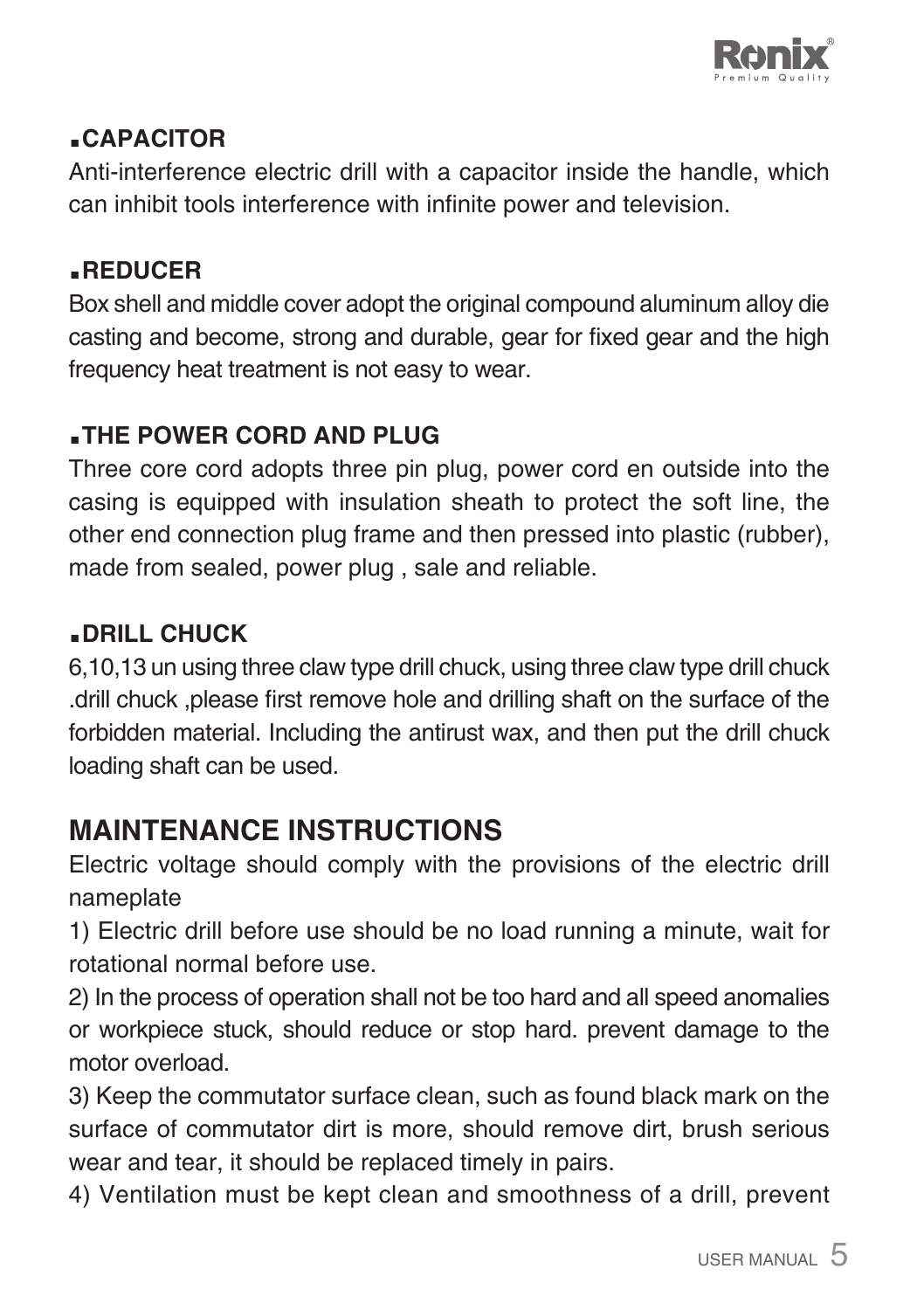## ▪CAPACITOR

Anti-interference electric drill with a capacitor inside the handle, which can inhibit tools interference with infinite power and television.

## ▪REDUCER

Box shell and middle cover adopt the original compound aluminum alloy die casting and become, strong and durable, gear for fixed gear and the high frequency heat treatment is not easy to wear.

## ▪THE POWER CORD AND PLUG

Three core cord adopts three pin plug, power cord en outside into the casing is equipped with insulation sheath to protect the soft line, the other end connection plug frame and then pressed into plastic (rubber), made from sealed, power plug , sale and reliable.

## ▪DRILL CHUCK

6,10,13 un using three claw type drill chuck, using three claw type drill chuck .drill chuck ,please first remove hole and drilling shaft on the surface of the forbidden material. Including the antirust wax, and then put the drill chuck loading shaft can be used.

# MAINTENANCE INSTRUCTIONS

Electric voltage should comply with the provisions of the electric drill nameplate

1) Electric drill before use should be no load running a minute, wait for rotational normal before use.

2) In the process of operation shall not be too hard and all speed anomalies or workpiece stuck, should reduce or stop hard. prevent damage to the motor overload.

3) Keep the commutator surface clean, such as found black mark on the surface of commutator dirt is more, should remove dirt, brush serious wear and tear, it should be replaced timely in pairs.

4) Ventilation must be kept clean and smoothness of a drill, prevent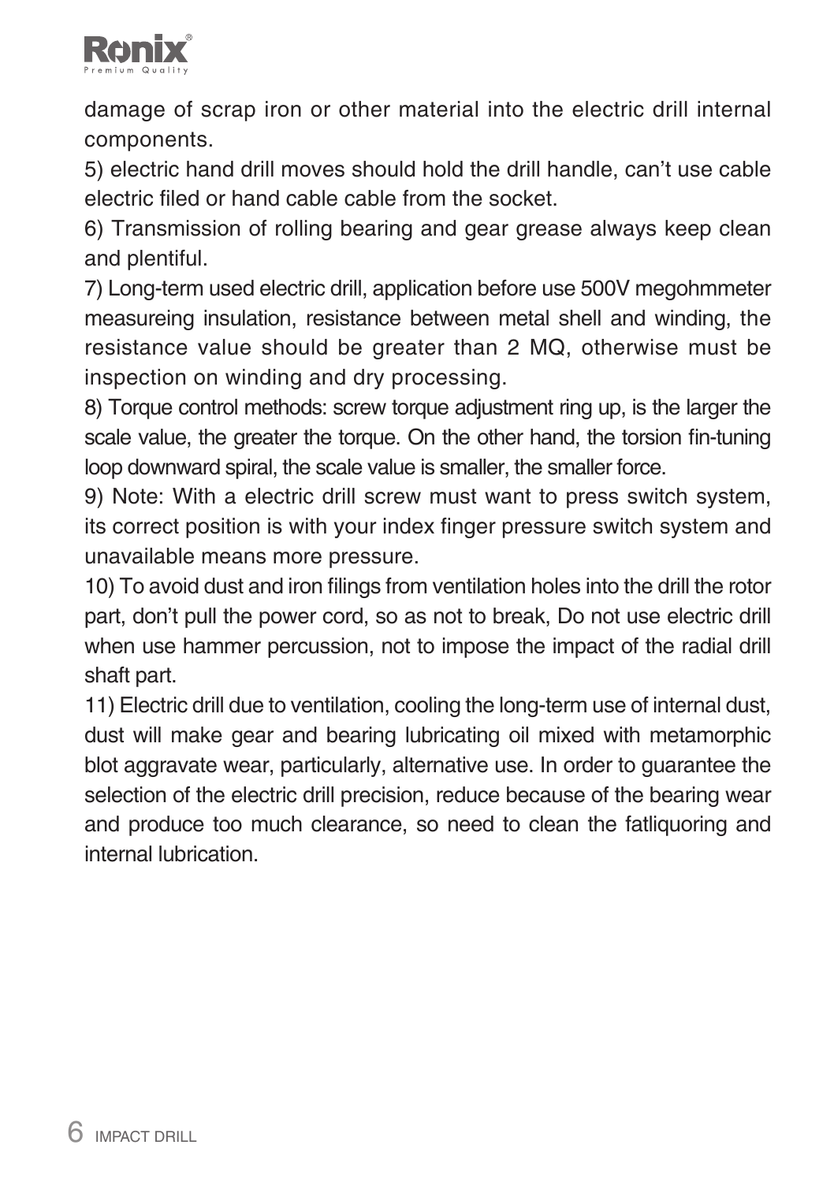damage of scrap iron or other material into the electric drill internal components.

5) electric hand drill moves should hold the drill handle, can't use cable electric filed or hand cable cable from the socket.

6) Transmission of rolling bearing and gear grease always keep clean and plentiful.

7) Long-term used electric drill, application before use 500V megohmmeter measureing insulation, resistance between metal shell and winding, the resistance value should be greater than 2 MQ, otherwise must be inspection on winding and dry processing.

8) Torque control methods: screw torque adjustment ring up, is the larger the scale value, the greater the torque. On the other hand, the torsion fin-tuning loop downward spiral, the scale value is smaller, the smaller force.

9) Note: With a electric drill screw must want to press switch system, its correct position is with your index finger pressure switch system and unavailable means more pressure.

10) To avoid dust and iron filings from ventilation holes into the drill the rotor part, don't pull the power cord, so as not to break, Do not use electric drill when use hammer percussion, not to impose the impact of the radial drill shaft part.

11) Electric drill due to ventilation, cooling the long-term use of internal dust, dust will make gear and bearing lubricating oil mixed with metamorphic blot aggravate wear, particularly, alternative use. In order to guarantee the selection of the electric drill precision, reduce because of the bearing wear and produce too much clearance, so need to clean the fatliquoring and internal lubrication.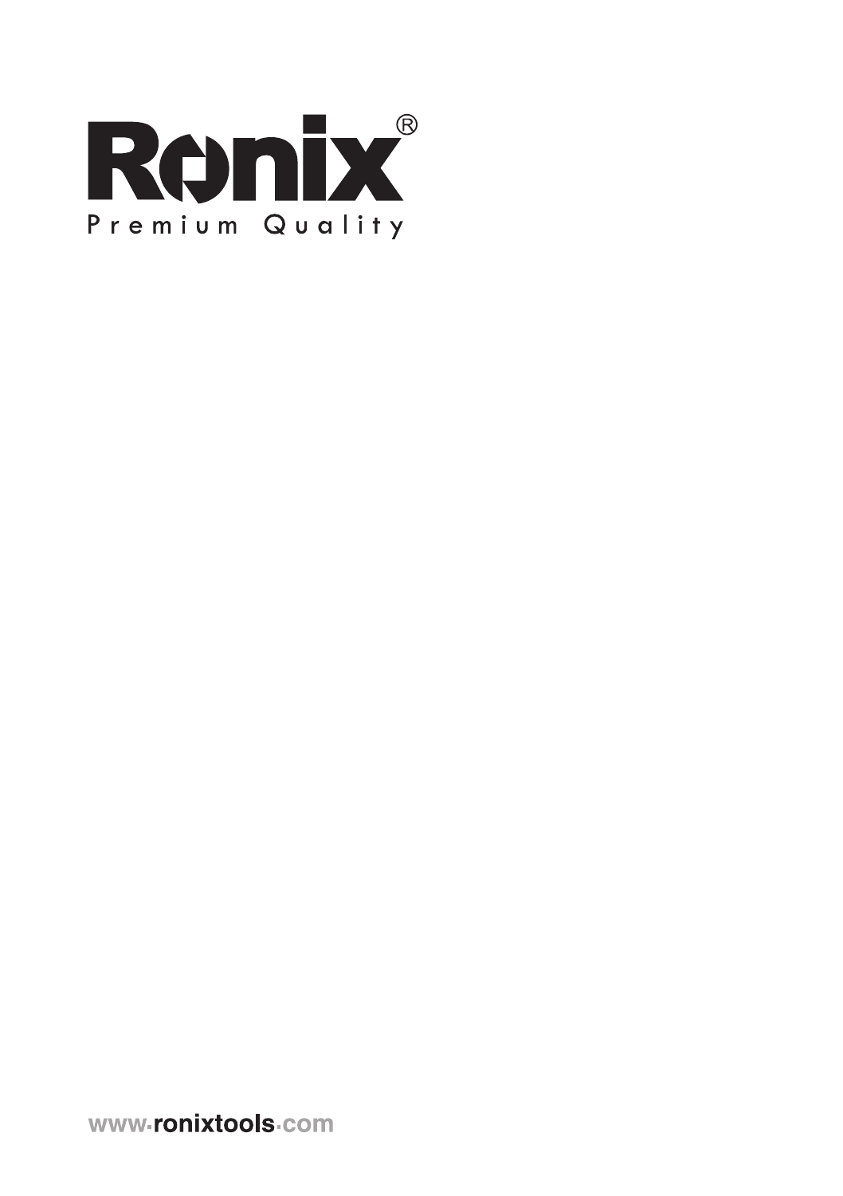# Ronix®

Premium Quality

www.ronixtools.com